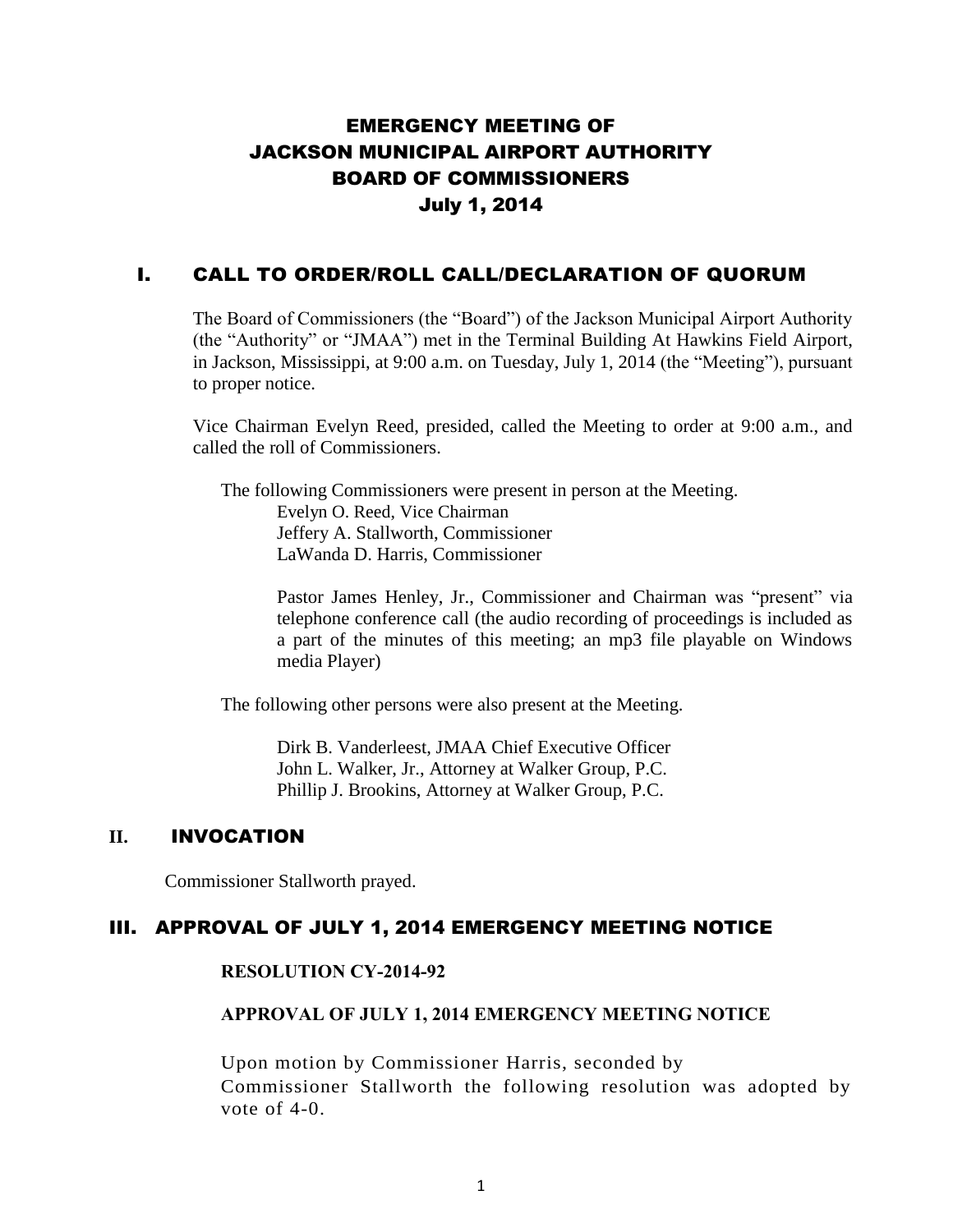# EMERGENCY MEETING OF JACKSON MUNICIPAL AIRPORT AUTHORITY BOARD OF COMMISSIONERS July 1, 2014

## I. CALL TO ORDER/ROLL CALL/DECLARATION OF QUORUM

The Board of Commissioners (the "Board") of the Jackson Municipal Airport Authority (the "Authority" or "JMAA") met in the Terminal Building At Hawkins Field Airport, in Jackson, Mississippi, at 9:00 a.m. on Tuesday, July 1, 2014 (the "Meeting"), pursuant to proper notice.

Vice Chairman Evelyn Reed, presided, called the Meeting to order at 9:00 a.m., and called the roll of Commissioners.

The following Commissioners were present in person at the Meeting.

Evelyn O. Reed, Vice Chairman
Jeffery A. Stallworth, Commissioner
LaWanda D. Harris, Commissioner

Pastor James Henley, Jr., Commissioner and Chairman was "present" via telephone conference call (the audio recording of proceedings is included as a part of the minutes of this meeting; an mp3 file playable on Windows media Player)

The following other persons were also present at the Meeting.

Dirk B. Vanderleest, JMAA Chief Executive Officer
John L. Walker, Jr., Attorney at Walker Group, P.C.
Phillip J. Brookins, Attorney at Walker Group, P.C.

## II. INVOCATION

Commissioner Stallworth prayed.

## III. APPROVAL OF JULY 1, 2014 EMERGENCY MEETING NOTICE

**RESOLUTION CY-2014-92**

**APPROVAL OF JULY 1, 2014 EMERGENCY MEETING NOTICE**

Upon motion by Commissioner Harris, seconded by Commissioner Stallworth the following resolution was adopted by vote of 4-0.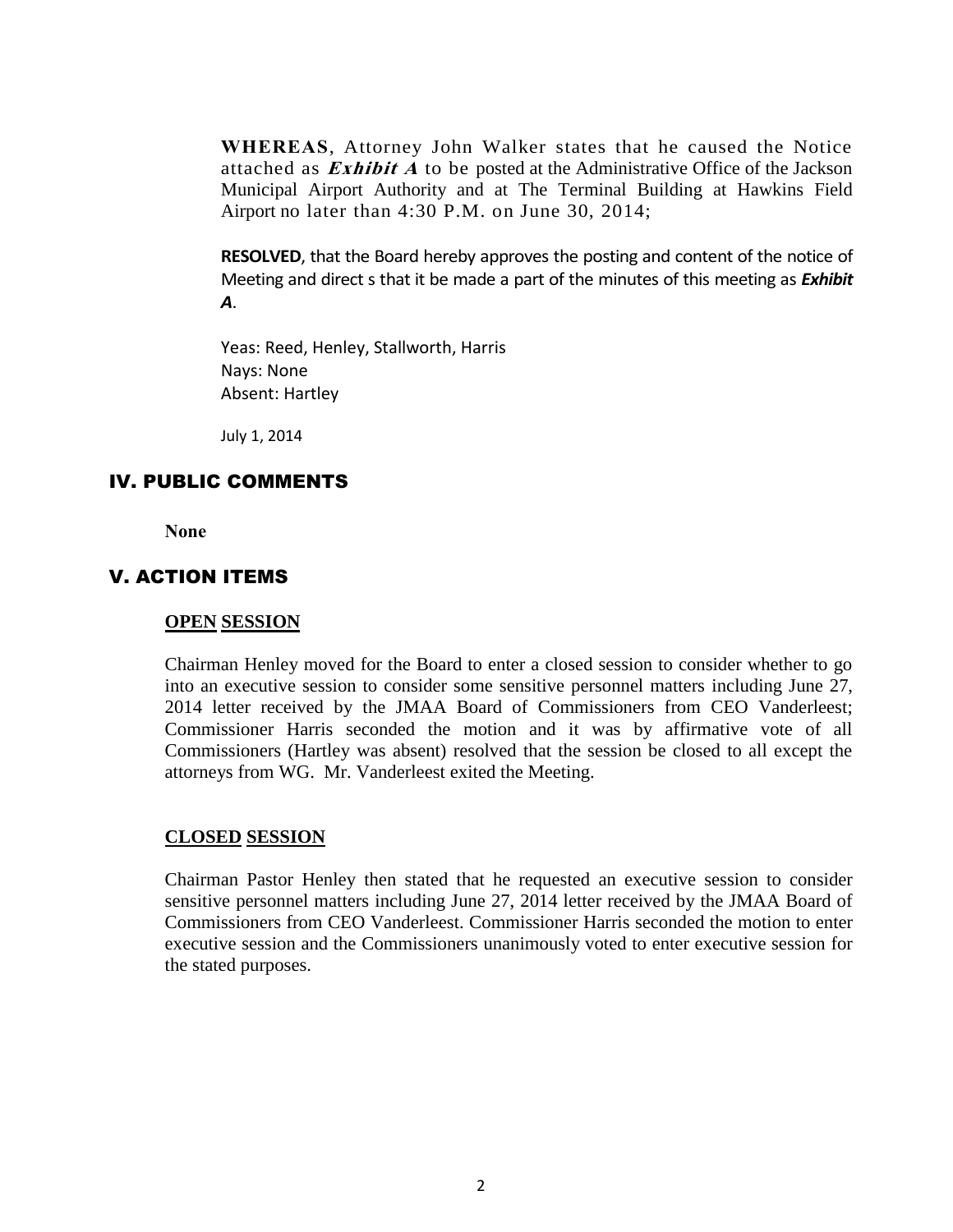**WHEREAS**, Attorney John Walker states that he caused the Notice attached as ***Exhibit A*** to be posted at the Administrative Office of the Jackson Municipal Airport Authority and at The Terminal Building at Hawkins Field Airport no later than 4:30 P.M. on June 30, 2014;

**RESOLVED**, that the Board hereby approves the posting and content of the notice of Meeting and direct s that it be made a part of the minutes of this meeting as ***Exhibit A***.

Yeas: Reed, Henley, Stallworth, Harris
Nays: None
Absent: Hartley

July 1, 2014

## IV. PUBLIC COMMENTS

**None**

## V. ACTION ITEMS

**OPEN SESSION**

Chairman Henley moved for the Board to enter a closed session to consider whether to go into an executive session to consider some sensitive personnel matters including June 27, 2014 letter received by the JMAA Board of Commissioners from CEO Vanderleest; Commissioner Harris seconded the motion and it was by affirmative vote of all Commissioners (Hartley was absent) resolved that the session be closed to all except the attorneys from WG. Mr. Vanderleest exited the Meeting.

**CLOSED SESSION**

Chairman Pastor Henley then stated that he requested an executive session to consider sensitive personnel matters including June 27, 2014 letter received by the JMAA Board of Commissioners from CEO Vanderleest. Commissioner Harris seconded the motion to enter executive session and the Commissioners unanimously voted to enter executive session for the stated purposes.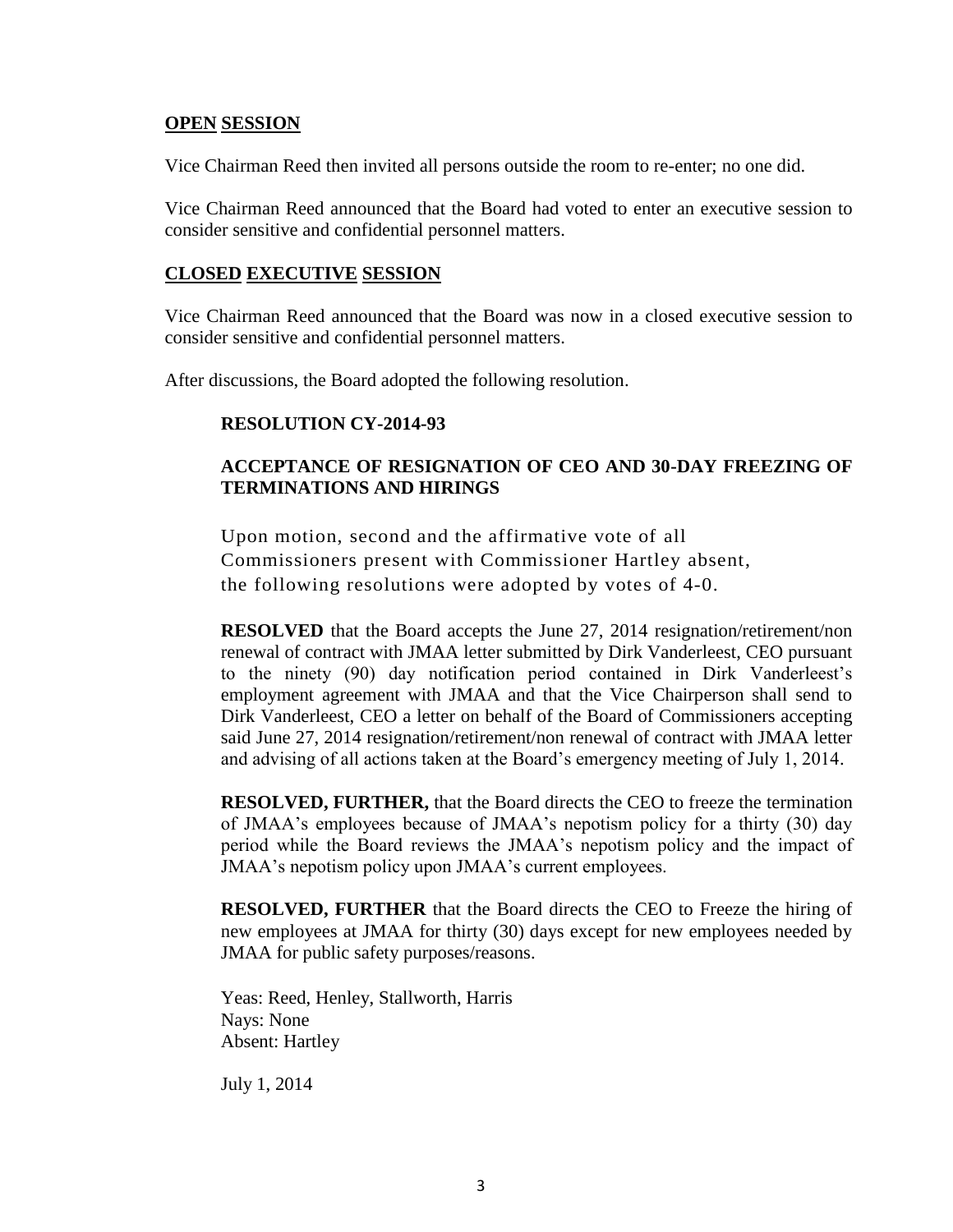## **OPEN SESSION**

Vice Chairman Reed then invited all persons outside the room to re-enter; no one did.

Vice Chairman Reed announced that the Board had voted to enter an executive session to consider sensitive and confidential personnel matters.

## **CLOSED EXECUTIVE SESSION**

Vice Chairman Reed announced that the Board was now in a closed executive session to consider sensitive and confidential personnel matters.

After discussions, the Board adopted the following resolution.

### **RESOLUTION CY-2014-93**

### **ACCEPTANCE OF RESIGNATION OF CEO AND 30-DAY FREEZING OF TERMINATIONS AND HIRINGS**

Upon motion, second and the affirmative vote of all Commissioners present with Commissioner Hartley absent, the following resolutions were adopted by votes of 4-0.

**RESOLVED** that the Board accepts the June 27, 2014 resignation/retirement/non renewal of contract with JMAA letter submitted by Dirk Vanderleest, CEO pursuant to the ninety (90) day notification period contained in Dirk Vanderleest's employment agreement with JMAA and that the Vice Chairperson shall send to Dirk Vanderleest, CEO a letter on behalf of the Board of Commissioners accepting said June 27, 2014 resignation/retirement/non renewal of contract with JMAA letter and advising of all actions taken at the Board's emergency meeting of July 1, 2014.

**RESOLVED, FURTHER,** that the Board directs the CEO to freeze the termination of JMAA's employees because of JMAA's nepotism policy for a thirty (30) day period while the Board reviews the JMAA's nepotism policy and the impact of JMAA's nepotism policy upon JMAA's current employees.

**RESOLVED, FURTHER** that the Board directs the CEO to Freeze the hiring of new employees at JMAA for thirty (30) days except for new employees needed by JMAA for public safety purposes/reasons.

Yeas: Reed, Henley, Stallworth, Harris
Nays: None
Absent: Hartley

July 1, 2014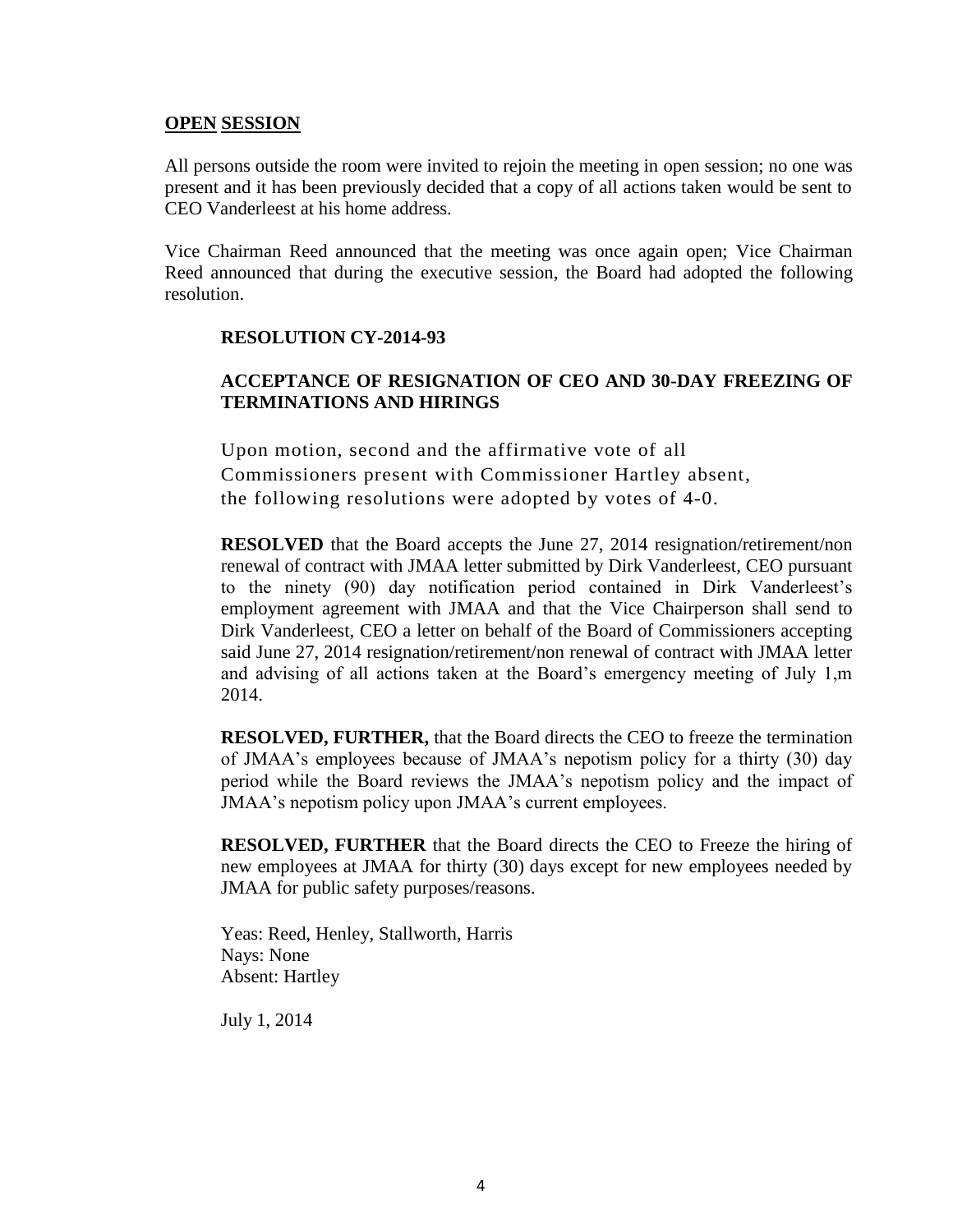**OPEN SESSION**

All persons outside the room were invited to rejoin the meeting in open session; no one was present and it has been previously decided that a copy of all actions taken would be sent to CEO Vanderleest at his home address.

Vice Chairman Reed announced that the meeting was once again open; Vice Chairman Reed announced that during the executive session, the Board had adopted the following resolution.

**RESOLUTION CY-2014-93**

**ACCEPTANCE OF RESIGNATION OF CEO AND 30-DAY FREEZING OF TERMINATIONS AND HIRINGS**

Upon motion, second and the affirmative vote of all Commissioners present with Commissioner Hartley absent, the following resolutions were adopted by votes of 4-0.

**RESOLVED** that the Board accepts the June 27, 2014 resignation/retirement/non renewal of contract with JMAA letter submitted by Dirk Vanderleest, CEO pursuant to the ninety (90) day notification period contained in Dirk Vanderleest's employment agreement with JMAA and that the Vice Chairperson shall send to Dirk Vanderleest, CEO a letter on behalf of the Board of Commissioners accepting said June 27, 2014 resignation/retirement/non renewal of contract with JMAA letter and advising of all actions taken at the Board's emergency meeting of July 1,m 2014.

**RESOLVED, FURTHER,** that the Board directs the CEO to freeze the termination of JMAA's employees because of JMAA's nepotism policy for a thirty (30) day period while the Board reviews the JMAA's nepotism policy and the impact of JMAA's nepotism policy upon JMAA's current employees.

**RESOLVED, FURTHER** that the Board directs the CEO to Freeze the hiring of new employees at JMAA for thirty (30) days except for new employees needed by JMAA for public safety purposes/reasons.

Yeas: Reed, Henley, Stallworth, Harris
Nays: None
Absent: Hartley

July 1, 2014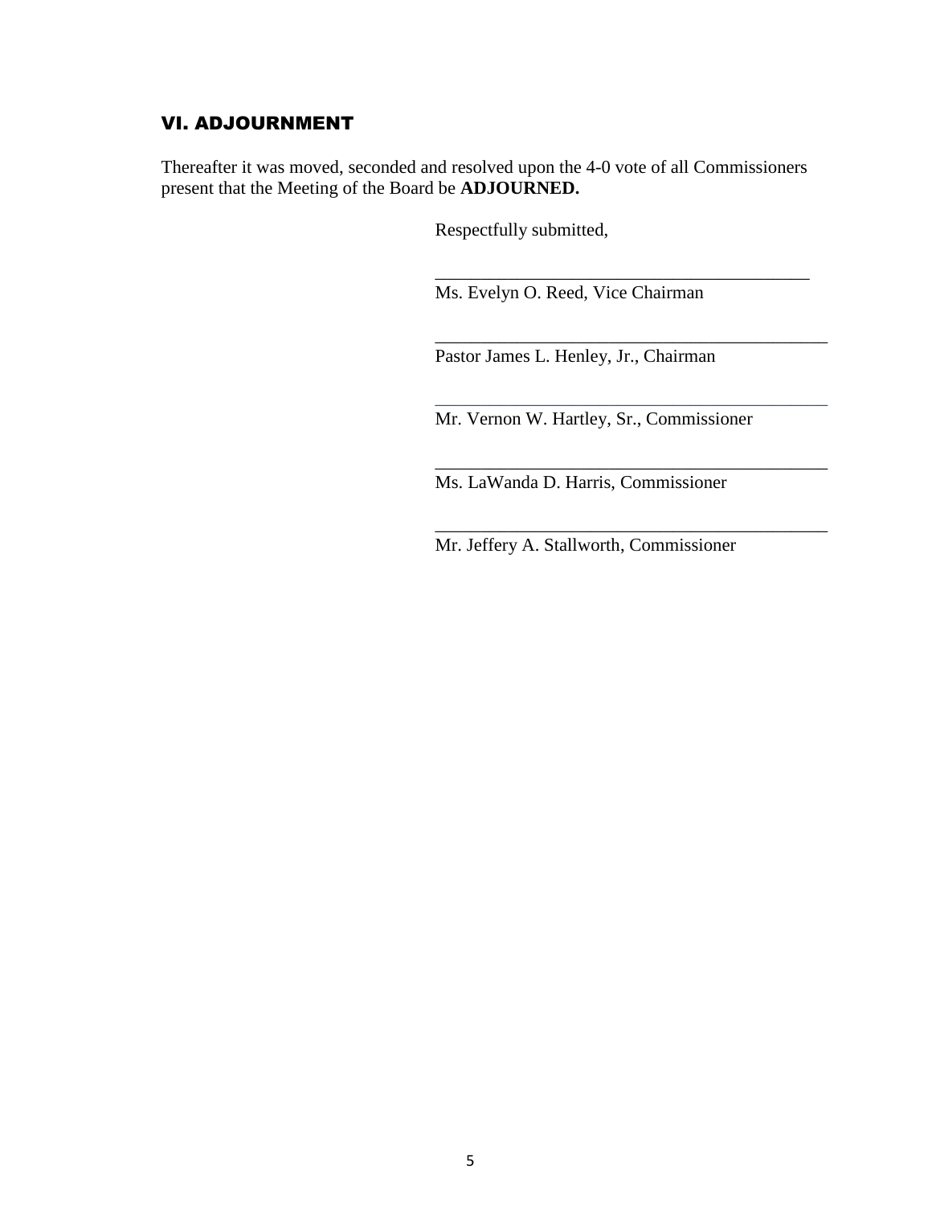## VI. ADJOURNMENT

Thereafter it was moved, seconded and resolved upon the 4-0 vote of all Commissioners present that the Meeting of the Board be **ADJOURNED.**

Respectfully submitted,

\_\_\_\_\_\_\_\_\_\_\_\_\_\_\_\_\_\_\_\_\_\_\_\_\_\_\_\_\_\_\_\_\_\_\_\_\_\_\_\_\_\_

Ms. Evelyn O. Reed, Vice Chairman

\_\_\_\_\_\_\_\_\_\_\_\_\_\_\_\_\_\_\_\_\_\_\_\_\_\_\_\_\_\_\_\_\_\_\_\_\_\_\_\_\_\_

Pastor James L. Henley, Jr., Chairman

\_\_\_\_\_\_\_\_\_\_\_\_\_\_\_\_\_\_\_\_\_\_\_\_\_\_\_\_\_\_\_\_\_\_\_\_\_\_\_\_\_\_

Mr. Vernon W. Hartley, Sr., Commissioner

\_\_\_\_\_\_\_\_\_\_\_\_\_\_\_\_\_\_\_\_\_\_\_\_\_\_\_\_\_\_\_\_\_\_\_\_\_\_\_\_\_\_

Ms. LaWanda D. Harris, Commissioner

\_\_\_\_\_\_\_\_\_\_\_\_\_\_\_\_\_\_\_\_\_\_\_\_\_\_\_\_\_\_\_\_\_\_\_\_\_\_\_\_\_\_

Mr. Jeffery A. Stallworth, Commissioner